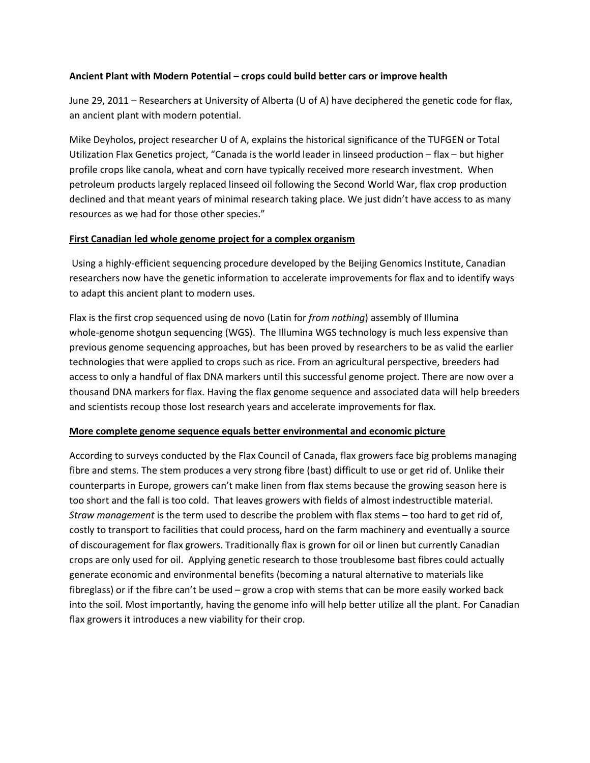**Ancient Plant with Modern Potential – crops could build better cars or improve health**

June 29, 2011 – Researchers at University of Alberta (U of A) have deciphered the genetic code for flax, an ancient plant with modern potential.

Mike Deyholos, project researcher U of A, explains the historical significance of the TUFGEN or Total Utilization Flax Genetics project, "Canada is the world leader in linseed production – flax – but higher profile crops like canola, wheat and corn have typically received more research investment. When petroleum products largely replaced linseed oil following the Second World War, flax crop production declined and that meant years of minimal research taking place. We just didn't have access to as many resources as we had for those other species."

## First Canadian led whole genome project for a complex organism

Using a highly-efficient sequencing procedure developed by the Beijing Genomics Institute, Canadian researchers now have the genetic information to accelerate improvements for flax and to identify ways to adapt this ancient plant to modern uses.

Flax is the first crop sequenced using de novo (Latin for *from nothing*) assembly of Illumina whole-genome shotgun sequencing (WGS). The Illumina WGS technology is much less expensive than previous genome sequencing approaches, but has been proved by researchers to be as valid the earlier technologies that were applied to crops such as rice. From an agricultural perspective, breeders had access to only a handful of flax DNA markers until this successful genome project. There are now over a thousand DNA markers for flax. Having the flax genome sequence and associated data will help breeders and scientists recoup those lost research years and accelerate improvements for flax.

## More complete genome sequence equals better environmental and economic picture

According to surveys conducted by the Flax Council of Canada, flax growers face big problems managing fibre and stems. The stem produces a very strong fibre (bast) difficult to use or get rid of. Unlike their counterparts in Europe, growers can't make linen from flax stems because the growing season here is too short and the fall is too cold. That leaves growers with fields of almost indestructible material. *Straw management* is the term used to describe the problem with flax stems – too hard to get rid of, costly to transport to facilities that could process, hard on the farm machinery and eventually a source of discouragement for flax growers. Traditionally flax is grown for oil or linen but currently Canadian crops are only used for oil. Applying genetic research to those troublesome bast fibres could actually generate economic and environmental benefits (becoming a natural alternative to materials like fibreglass) or if the fibre can't be used – grow a crop with stems that can be more easily worked back into the soil. Most importantly, having the genome info will help better utilize all the plant. For Canadian flax growers it introduces a new viability for their crop.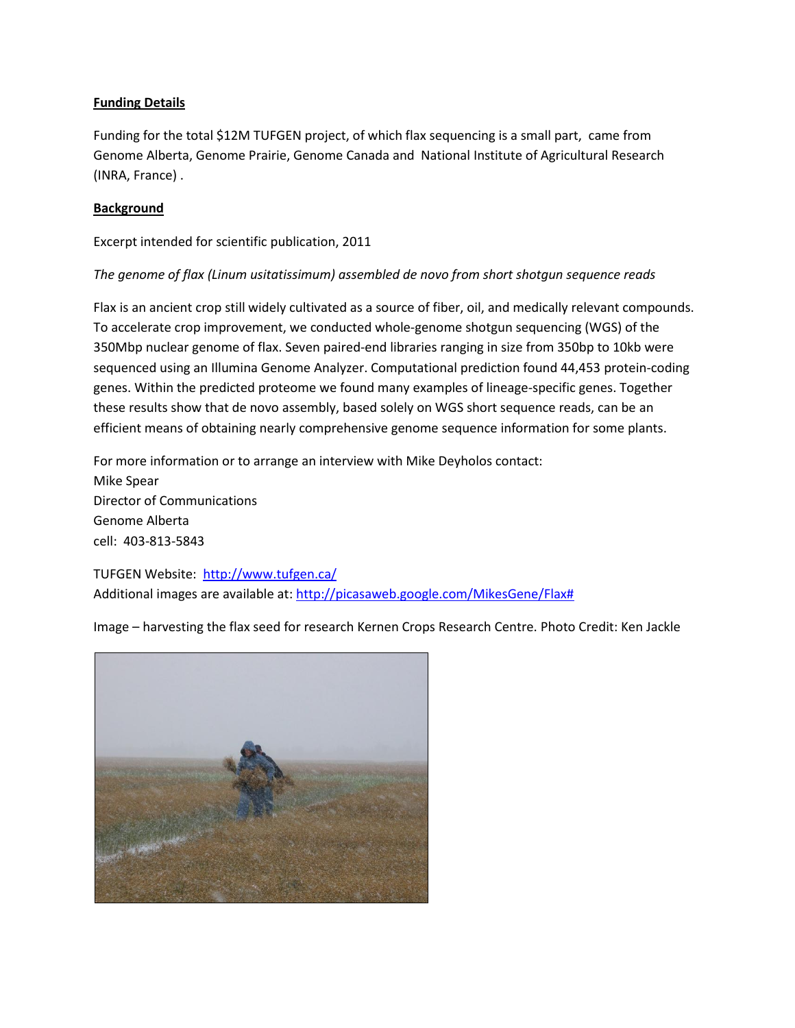**Funding Details**

Funding for the total $12M TUFGEN project, of which flax sequencing is a small part, came from Genome Alberta, Genome Prairie, Genome Canada and National Institute of Agricultural Research (INRA, France) .

**Background**

Excerpt intended for scientific publication, 2011

*The genome of flax (Linum usitatissimum) assembled de novo from short shotgun sequence reads*

Flax is an ancient crop still widely cultivated as a source of fiber, oil, and medically relevant compounds. To accelerate crop improvement, we conducted whole-genome shotgun sequencing (WGS) of the 350Mbp nuclear genome of flax. Seven paired-end libraries ranging in size from 350bp to 10kb were sequenced using an Illumina Genome Analyzer. Computational prediction found 44,453 protein-coding genes. Within the predicted proteome we found many examples of lineage-specific genes. Together these results show that de novo assembly, based solely on WGS short sequence reads, can be an efficient means of obtaining nearly comprehensive genome sequence information for some plants.

For more information or to arrange an interview with Mike Deyholos contact:
Mike Spear
Director of Communications
Genome Alberta
cell: 403-813-5843

TUFGEN Website: [http://www.tufgen.ca/](http://www.tufgen.ca/)
Additional images are available at: [http://picasaweb.google.com/MikesGene/Flax#](http://picasaweb.google.com/MikesGene/Flax#)

Image – harvesting the flax seed for research Kernen Crops Research Centre. Photo Credit: Ken Jackle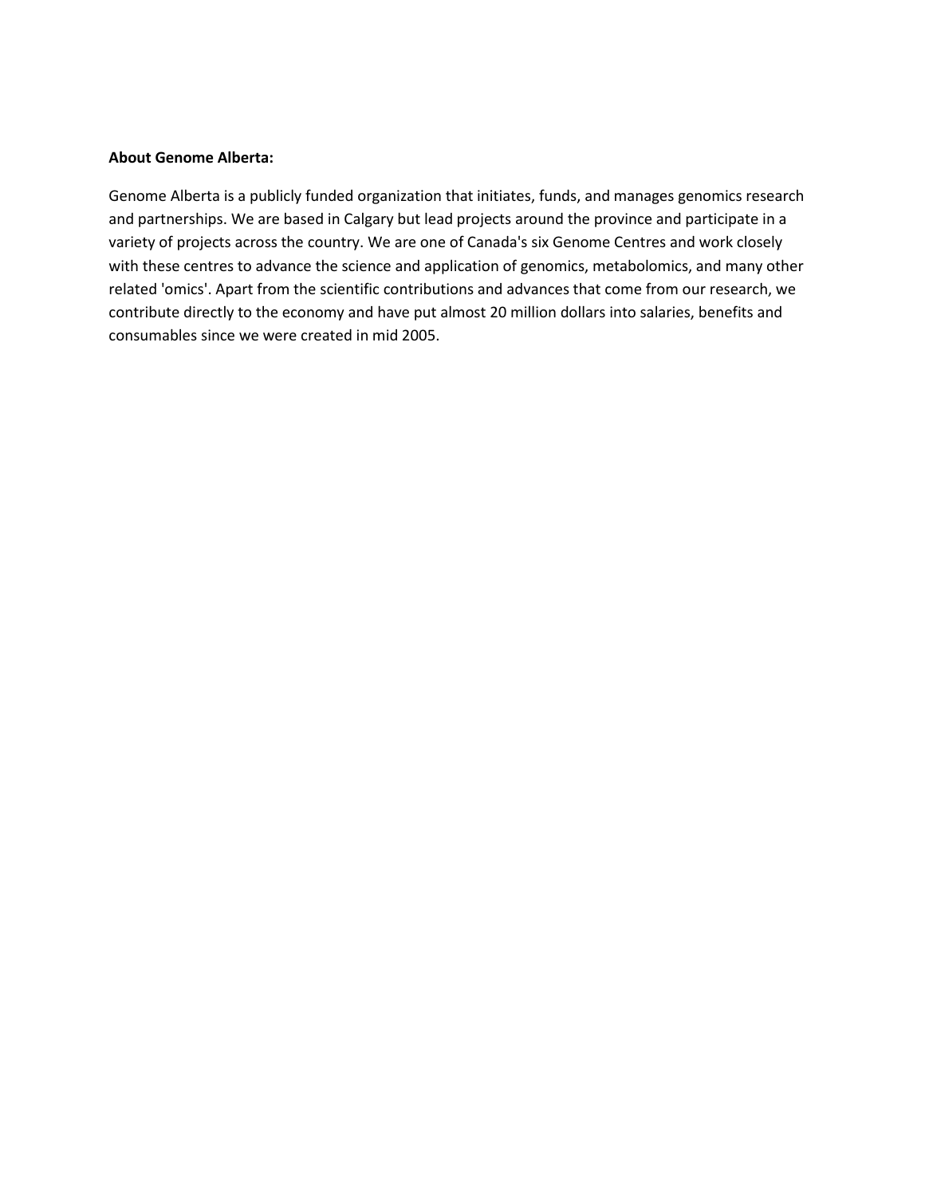**About Genome Alberta:**

Genome Alberta is a publicly funded organization that initiates, funds, and manages genomics research and partnerships. We are based in Calgary but lead projects around the province and participate in a variety of projects across the country. We are one of Canada's six Genome Centres and work closely with these centres to advance the science and application of genomics, metabolomics, and many other related 'omics'. Apart from the scientific contributions and advances that come from our research, we contribute directly to the economy and have put almost 20 million dollars into salaries, benefits and consumables since we were created in mid 2005.